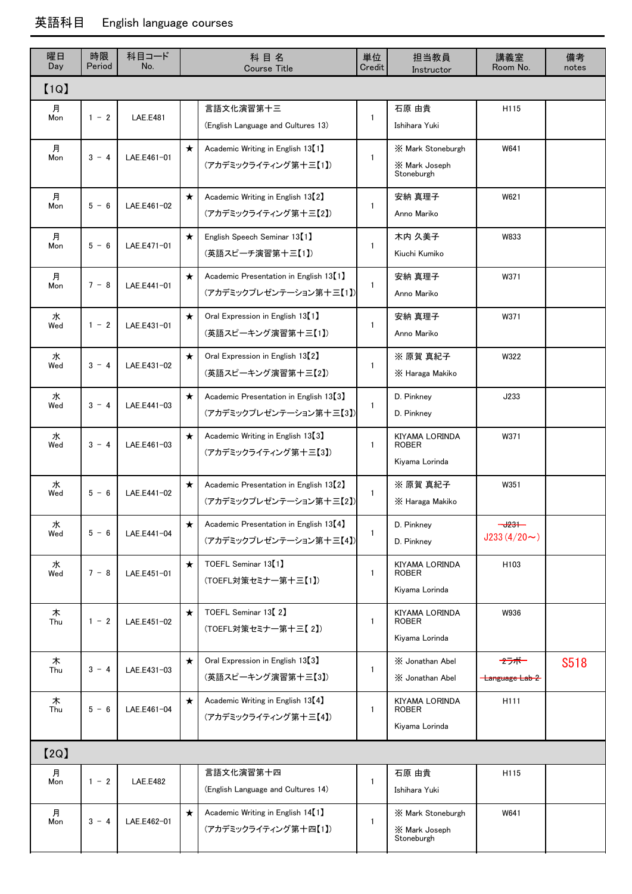# 英語科目　English language courses

| 曜日 Day | 時限 Period | 科目コード No. | | 科 目 名 Course Title | 単位 Credit | 担当教員 Instructor | 講義室 Room No. | 備考 notes |
|---|---|---|---|---|---|---|---|---|
| 【1Q】 | | | | | | | | |
| 月 Mon | 1 － 2 | LAE.E481 | | 言語文化演習第十三 (English Language and Cultures 13) | 1 | 石原 由貴 Ishihara Yuki | H115 | |
| 月 Mon | 3 － 4 | LAE.E461-01 | ★ | Academic Writing in English 13【1】 (アカデミックライティング第十三【1】) | 1 | ※ Mark Stoneburgh ※ Mark Joseph Stoneburgh | W641 | |
| 月 Mon | 5 － 6 | LAE.E461-02 | ★ | Academic Writing in English 13【2】 (アカデミックライティング第十三【2】) | 1 | 安納 真理子 Anno Mariko | W621 | |
| 月 Mon | 5 － 6 | LAE.E471-01 | ★ | English Speech Seminar 13【1】 (英語スピーチ演習第十三【1】) | 1 | 木内 久美子 Kiuchi Kumiko | W833 | |
| 月 Mon | 7 － 8 | LAE.E441-01 | ★ | Academic Presentation in English 13【1】 (アカデミックプレゼンテーション第十三【1】) | 1 | 安納 真理子 Anno Mariko | W371 | |
| 水 Wed | 1 － 2 | LAE.E431-01 | ★ | Oral Expression in English 13【1】 (英語スピーキング演習第十三【1】) | 1 | 安納 真理子 Anno Mariko | W371 | |
| 水 Wed | 3 － 4 | LAE.E431-02 | ★ | Oral Expression in English 13【2】 (英語スピーキング演習第十三【2】) | 1 | ※ 原賀 真紀子 ※ Haraga Makiko | W322 | |
| 水 Wed | 3 － 4 | LAE.E441-03 | ★ | Academic Presentation in English 13【3】 (アカデミックプレゼンテーション第十三【3】) | 1 | D. Pinkney D. Pinkney | J233 | |
| 水 Wed | 3 － 4 | LAE.E461-03 | ★ | Academic Writing in English 13【3】 (アカデミックライティング第十三【3】) | 1 | KIYAMA LORINDA ROBER Kiyama Lorinda | W371 | |
| 水 Wed | 5 － 6 | LAE.E441-02 | ★ | Academic Presentation in English 13【2】 (アカデミックプレゼンテーション第十三【2】) | 1 | ※ 原賀 真紀子 ※ Haraga Makiko | W351 | |
| 水 Wed | 5 － 6 | LAE.E441-04 | ★ | Academic Presentation in English 13【4】 (アカデミックプレゼンテーション第十三【4】) | 1 | D. Pinkney D. Pinkney | ~~J231~~ J233 (4/20～) | |
| 水 Wed | 7 － 8 | LAE.E451-01 | ★ | TOEFL Seminar 13【1】 (TOEFL対策セミナー第十三【1】) | 1 | KIYAMA LORINDA ROBER Kiyama Lorinda | H103 | |
| 木 Thu | 1 － 2 | LAE.E451-02 | ★ | TOEFL Seminar 13【 2】 (TOEFL対策セミナー第十三【 2】) | 1 | KIYAMA LORINDA ROBER Kiyama Lorinda | W936 | |
| 木 Thu | 3 － 4 | LAE.E431-03 | ★ | Oral Expression in English 13【3】 (英語スピーキング演習第十三【3】) | 1 | ※ Jonathan Abel ※ Jonathan Abel | ~~2ラボ~~ ~~Language Lab 2~~ | S518 |
| 木 Thu | 5 － 6 | LAE.E461-04 | ★ | Academic Writing in English 13【4】 (アカデミックライティング第十三【4】) | 1 | KIYAMA LORINDA ROBER Kiyama Lorinda | H111 | |
| 【2Q】 | | | | | | | | |
| 月 Mon | 1 － 2 | LAE.E482 | | 言語文化演習第十四 (English Language and Cultures 14) | 1 | 石原 由貴 Ishihara Yuki | H115 | |
| 月 Mon | 3 － 4 | LAE.E462-01 | ★ | Academic Writing in English 14【1】 (アカデミックライティング第十四【1】) | 1 | ※ Mark Stoneburgh ※ Mark Joseph Stoneburgh | W641 | |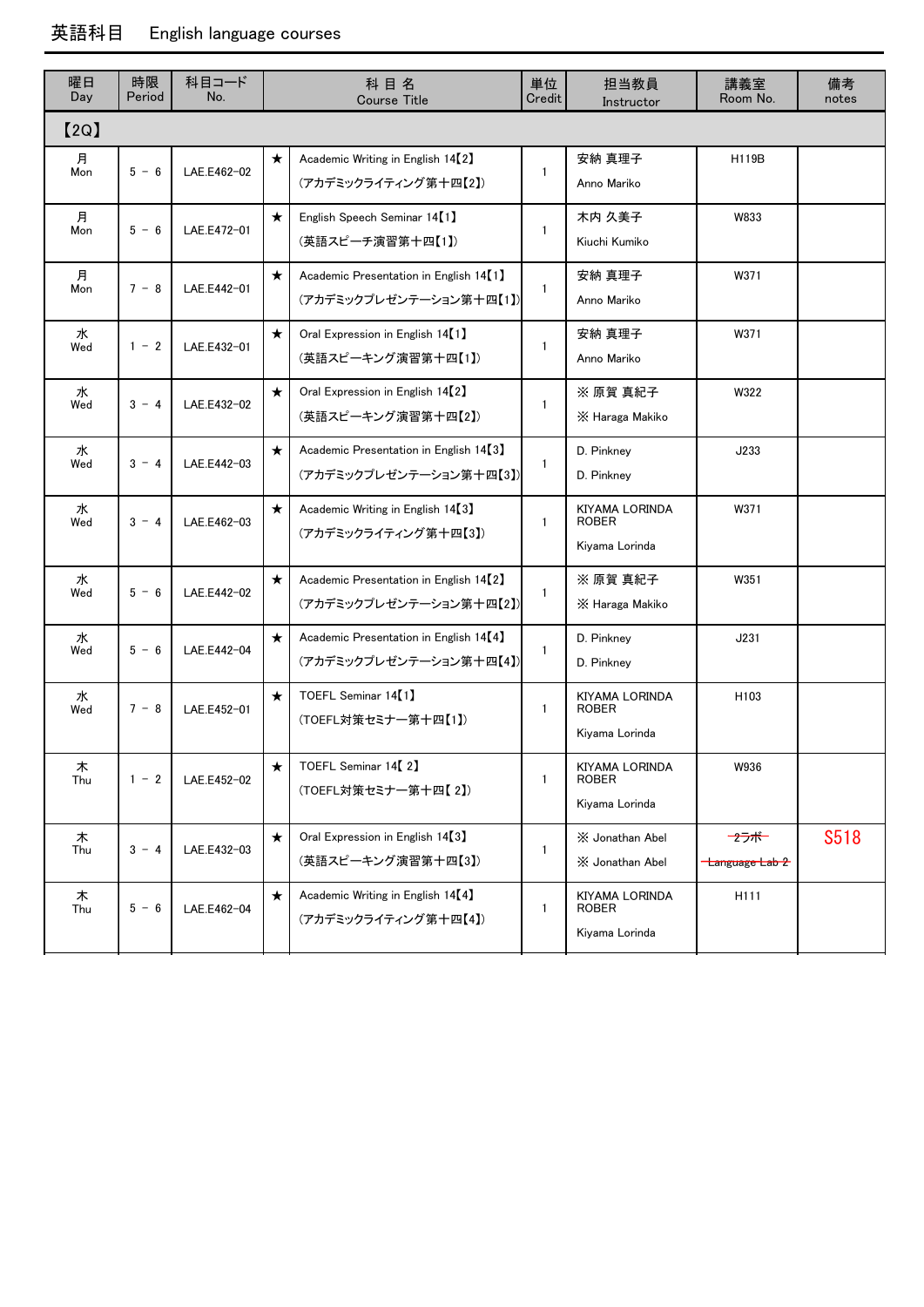# 英語科目　English language courses

| 曜日 Day | 時限 Period | 科目コード No. | | 科 目 名 Course Title | 単位 Credit | 担当教員 Instructor | 講義室 Room No. | 備考 notes |
|---|---|---|---|---|---|---|---|---|
| 【2Q】 | | | | | | | | |
| 月 Mon | 5 － 6 | LAE.E462-02 | ★ | Academic Writing in English 14【2】 (アカデミックライティング第十四【2】) | 1 | 安納 真理子 Anno Mariko | H119B | |
| 月 Mon | 5 － 6 | LAE.E472-01 | ★ | English Speech Seminar 14【1】 (英語スピーチ演習第十四【1】) | 1 | 木内 久美子 Kiuchi Kumiko | W833 | |
| 月 Mon | 7 － 8 | LAE.E442-01 | ★ | Academic Presentation in English 14【1】 (アカデミックプレゼンテーション第十四【1】) | 1 | 安納 真理子 Anno Mariko | W371 | |
| 水 Wed | 1 － 2 | LAE.E432-01 | ★ | Oral Expression in English 14【1】 (英語スピーキング演習第十四【1】) | 1 | 安納 真理子 Anno Mariko | W371 | |
| 水 Wed | 3 － 4 | LAE.E432-02 | ★ | Oral Expression in English 14【2】 (英語スピーキング演習第十四【2】) | 1 | ※ 原賀 真紀子 ※ Haraga Makiko | W322 | |
| 水 Wed | 3 － 4 | LAE.E442-03 | ★ | Academic Presentation in English 14【3】 (アカデミックプレゼンテーション第十四【3】) | 1 | D. Pinkney D. Pinkney | J233 | |
| 水 Wed | 3 － 4 | LAE.E462-03 | ★ | Academic Writing in English 14【3】 (アカデミックライティング第十四【3】) | 1 | KIYAMA LORINDA ROBER Kiyama Lorinda | W371 | |
| 水 Wed | 5 － 6 | LAE.E442-02 | ★ | Academic Presentation in English 14【2】 (アカデミックプレゼンテーション第十四【2】) | 1 | ※ 原賀 真紀子 ※ Haraga Makiko | W351 | |
| 水 Wed | 5 － 6 | LAE.E442-04 | ★ | Academic Presentation in English 14【4】 (アカデミックプレゼンテーション第十四【4】) | 1 | D. Pinkney D. Pinkney | J231 | |
| 水 Wed | 7 － 8 | LAE.E452-01 | ★ | TOEFL Seminar 14【1】 (TOEFL対策セミナー第十四【1】) | 1 | KIYAMA LORINDA ROBER Kiyama Lorinda | H103 | |
| 木 Thu | 1 － 2 | LAE.E452-02 | ★ | TOEFL Seminar 14【 2】 (TOEFL対策セミナー第十四【 2】) | 1 | KIYAMA LORINDA ROBER Kiyama Lorinda | W936 | |
| 木 Thu | 3 － 4 | LAE.E432-03 | ★ | Oral Expression in English 14【3】 (英語スピーキング演習第十四【3】) | 1 | ※ Jonathan Abel ※ Jonathan Abel | ~~2ラボ~~ ~~Language Lab 2~~ | S518 |
| 木 Thu | 5 － 6 | LAE.E462-04 | ★ | Academic Writing in English 14【4】 (アカデミックライティング第十四【4】) | 1 | KIYAMA LORINDA ROBER Kiyama Lorinda | H111 | |